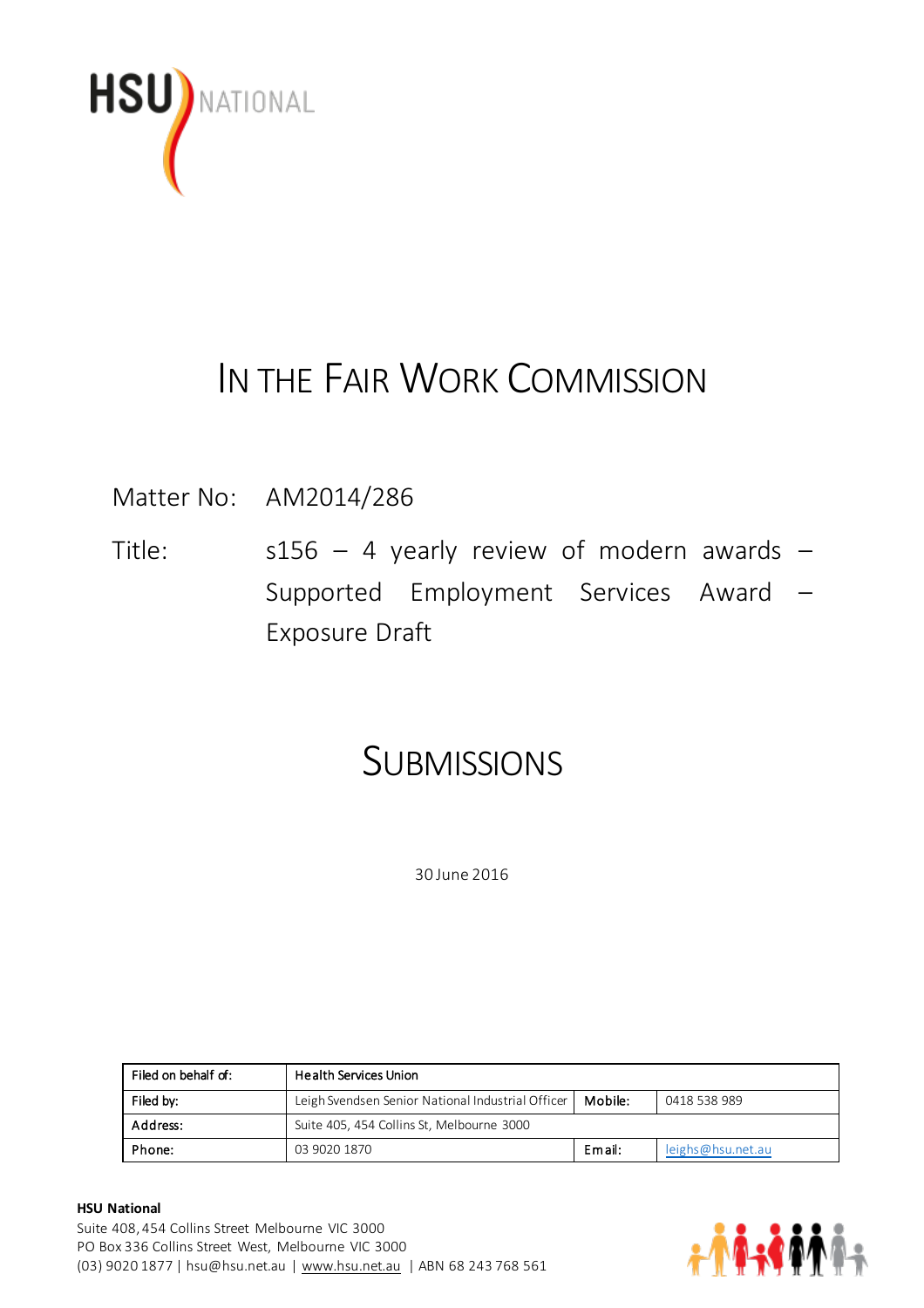HSU NATIONAL

# IN THE FAIR WORK COMMISSION

Matter No: AM2014/286

Title: s156 – 4 yearly review of modern awards – Supported Employment Services Award – Exposure Draft

# SUBMISSIONS

30 June 2016

| Filed on behalf of: | Health Services Union | | |
|---|---|---|---|
| Filed by: | Leigh Svendsen Senior National Industrial Officer | Mobile: | 0418 538 989 |
| Address: | Suite 405, 454 Collins St, Melbourne 3000 | | |
| Phone: | 03 9020 1870 | Email: | leighs@hsu.net.au |

**HSU National**
Suite 408, 454 Collins Street Melbourne VIC 3000
PO Box 336 Collins Street West, Melbourne VIC 3000
(03) 9020 1877 | hsu@hsu.net.au | www.hsu.net.au | ABN 68 243 768 561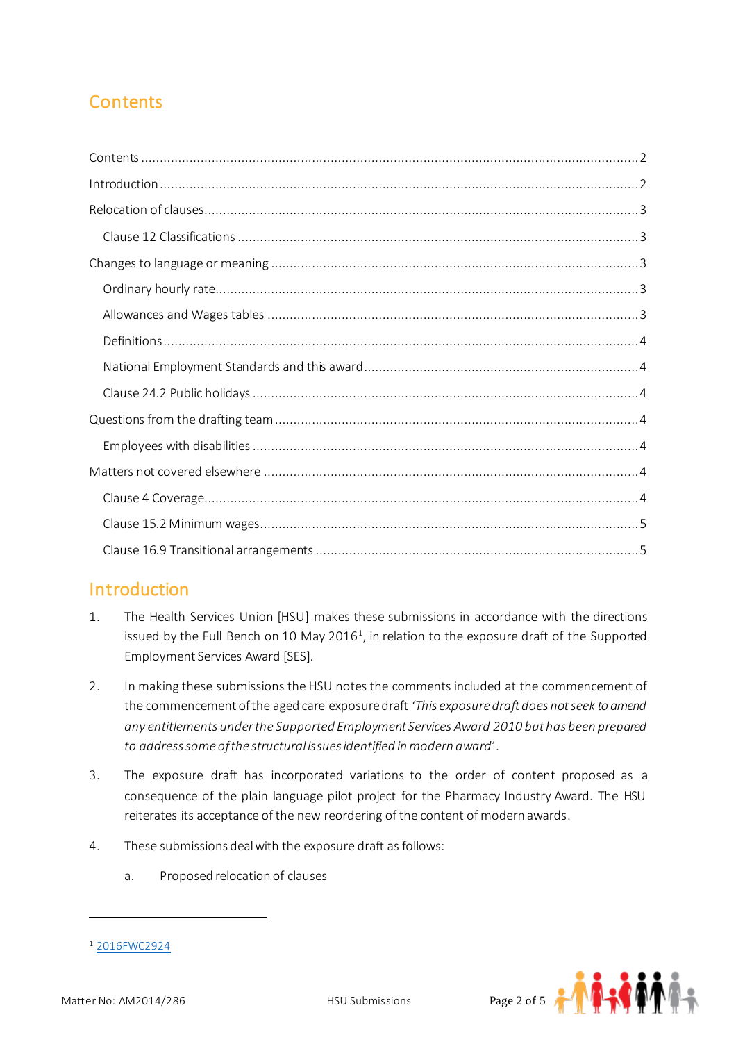## Contents

Contents ..... 2

Introduction ..... 2

Relocation of clauses ..... 3

- Clause 12 Classifications ..... 3

Changes to language or meaning ..... 3

- Ordinary hourly rate ..... 3
- Allowances and Wages tables ..... 3
- Definitions ..... 4
- National Employment Standards and this award ..... 4
- Clause 24.2 Public holidays ..... 4

Questions from the drafting team ..... 4

- Employees with disabilities ..... 4

Matters not covered elsewhere ..... 4

- Clause 4 Coverage ..... 4
- Clause 15.2 Minimum wages ..... 5
- Clause 16.9 Transitional arrangements ..... 5

## Introduction

1. The Health Services Union [HSU] makes these submissions in accordance with the directions issued by the Full Bench on 10 May 2016[1], in relation to the exposure draft of the Supported Employment Services Award [SES].

2. In making these submissions the HSU notes the comments included at the commencement of the commencement of the aged care exposure draft *'This exposure draft does not seek to amend any entitlements under the Supported Employment Services Award 2010 but has been prepared to address some of the structural issues identified in modern award'*.

3. The exposure draft has incorporated variations to the order of content proposed as a consequence of the plain language pilot project for the Pharmacy Industry Award. The HSU reiterates its acceptance of the new reordering of the content of modern awards.

4. These submissions deal with the exposure draft as follows:

   a. Proposed relocation of clauses

---

[1] 2016FWC2924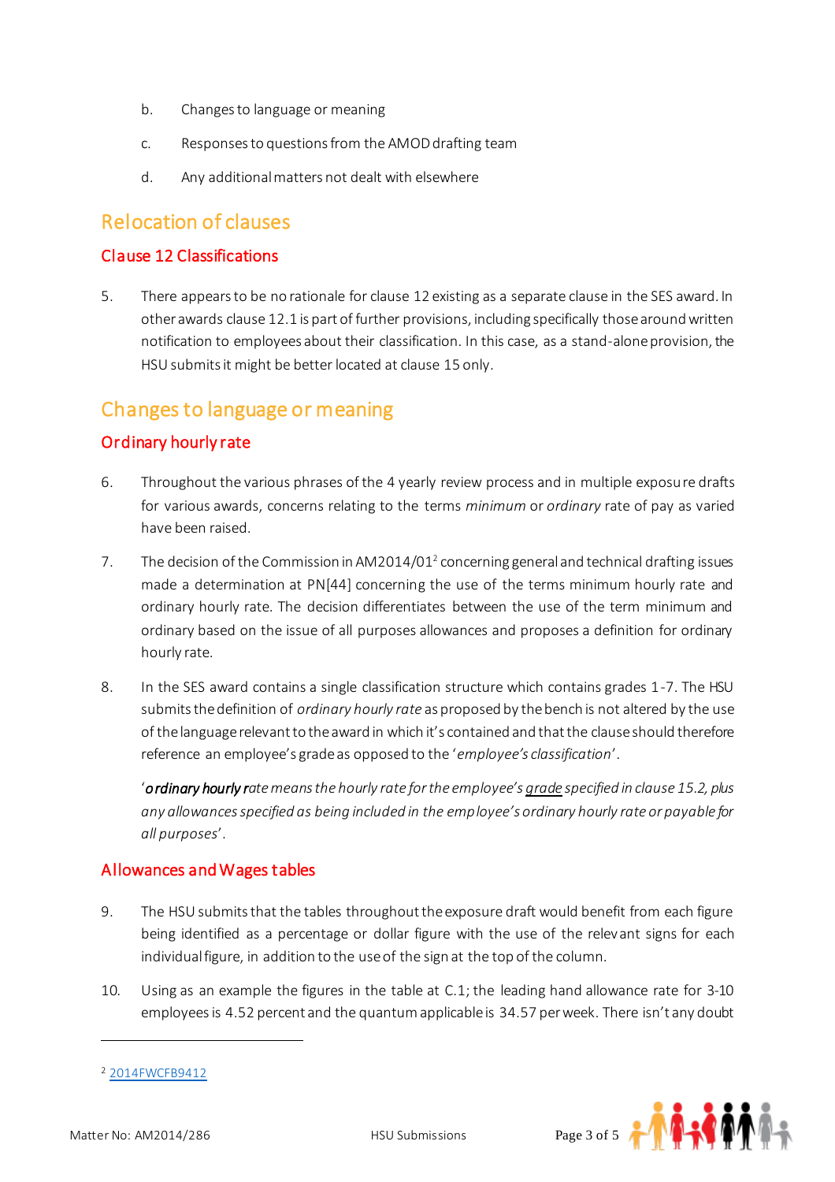b. Changes to language or meaning

c. Responses to questions from the AMOD drafting team

d. Any additional matters not dealt with elsewhere

## Relocation of clauses

### Clause 12 Classifications

5. There appears to be no rationale for clause 12 existing as a separate clause in the SES award. In other awards clause 12.1 is part of further provisions, including specifically those around written notification to employees about their classification. In this case, as a stand-alone provision, the HSU submits it might be better located at clause 15 only.

## Changes to language or meaning

### Ordinary hourly rate

6. Throughout the various phrases of the 4 yearly review process and in multiple exposure drafts for various awards, concerns relating to the terms *minimum* or *ordinary* rate of pay as varied have been raised.

7. The decision of the Commission in AM2014/01[2] concerning general and technical drafting issues made a determination at PN[44] concerning the use of the terms minimum hourly rate and ordinary hourly rate. The decision differentiates between the use of the term minimum and ordinary based on the issue of all purposes allowances and proposes a definition for ordinary hourly rate.

8. In the SES award contains a single classification structure which contains grades 1-7. The HSU submits the definition of *ordinary hourly rate* as proposed by the bench is not altered by the use of the language relevant to the award in which it's contained and that the clause should therefore reference an employee's grade as opposed to the '*employee's classification*'.

   '***ordinary hourly r****ate means the hourly rate for the employee's* <u>*grade*</u> *specified in clause 15.2, plus any allowances specified as being included in the employee's ordinary hourly rate or payable for all purposes*'.

### Allowances and Wages tables

9. The HSU submits that the tables throughout the exposure draft would benefit from each figure being identified as a percentage or dollar figure with the use of the relevant signs for each individual figure, in addition to the use of the sign at the top of the column.

10. Using as an example the figures in the table at C.1; the leading hand allowance rate for 3-10 employees is 4.52 percent and the quantum applicable is 34.57 per week. There isn't any doubt

---

[2] 2014FWCFB9412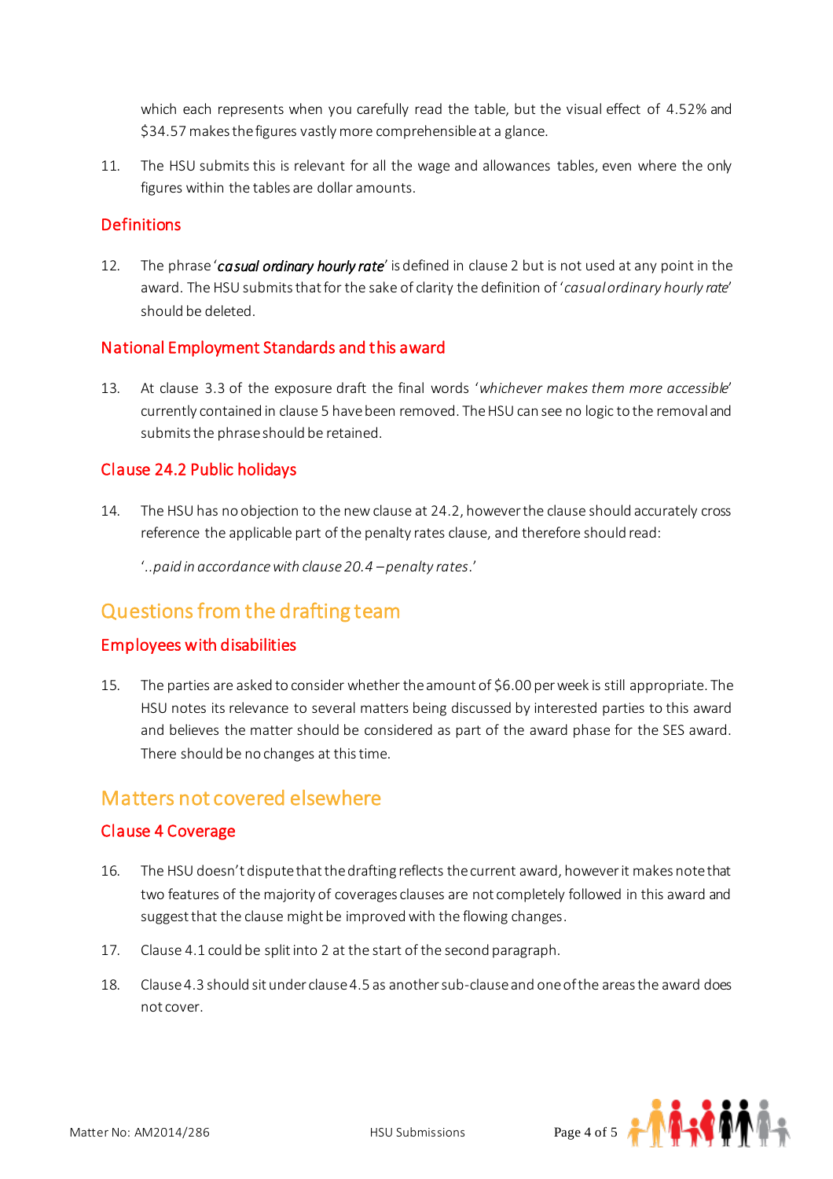which each represents when you carefully read the table, but the visual effect of 4.52% and $34.57 makes the figures vastly more comprehensible at a glance.

11. The HSU submits this is relevant for all the wage and allowances tables, even where the only figures within the tables are dollar amounts.

### Definitions

12. The phrase '*casual ordinary hourly rate*' is defined in clause 2 but is not used at any point in the award. The HSU submits that for the sake of clarity the definition of '*casual ordinary hourly rate*' should be deleted.

### National Employment Standards and this award

13. At clause 3.3 of the exposure draft the final words '*whichever makes them more accessible*' currently contained in clause 5 have been removed. The HSU can see no logic to the removal and submits the phrase should be retained.

### Clause 24.2 Public holidays

14. The HSU has no objection to the new clause at 24.2, however the clause should accurately cross reference the applicable part of the penalty rates clause, and therefore should read:

   '*..paid in accordance with clause 20.4 – penalty rates.*'

## Questions from the drafting team

### Employees with disabilities

15. The parties are asked to consider whether the amount of $6.00 per week is still appropriate. The HSU notes its relevance to several matters being discussed by interested parties to this award and believes the matter should be considered as part of the award phase for the SES award. There should be no changes at this time.

## Matters not covered elsewhere

### Clause 4 Coverage

16. The HSU doesn't dispute that the drafting reflects the current award, however it makes note that two features of the majority of coverages clauses are not completely followed in this award and suggest that the clause might be improved with the flowing changes.

17. Clause 4.1 could be split into 2 at the start of the second paragraph.

18. Clause 4.3 should sit under clause 4.5 as another sub-clause and one of the areas the award does not cover.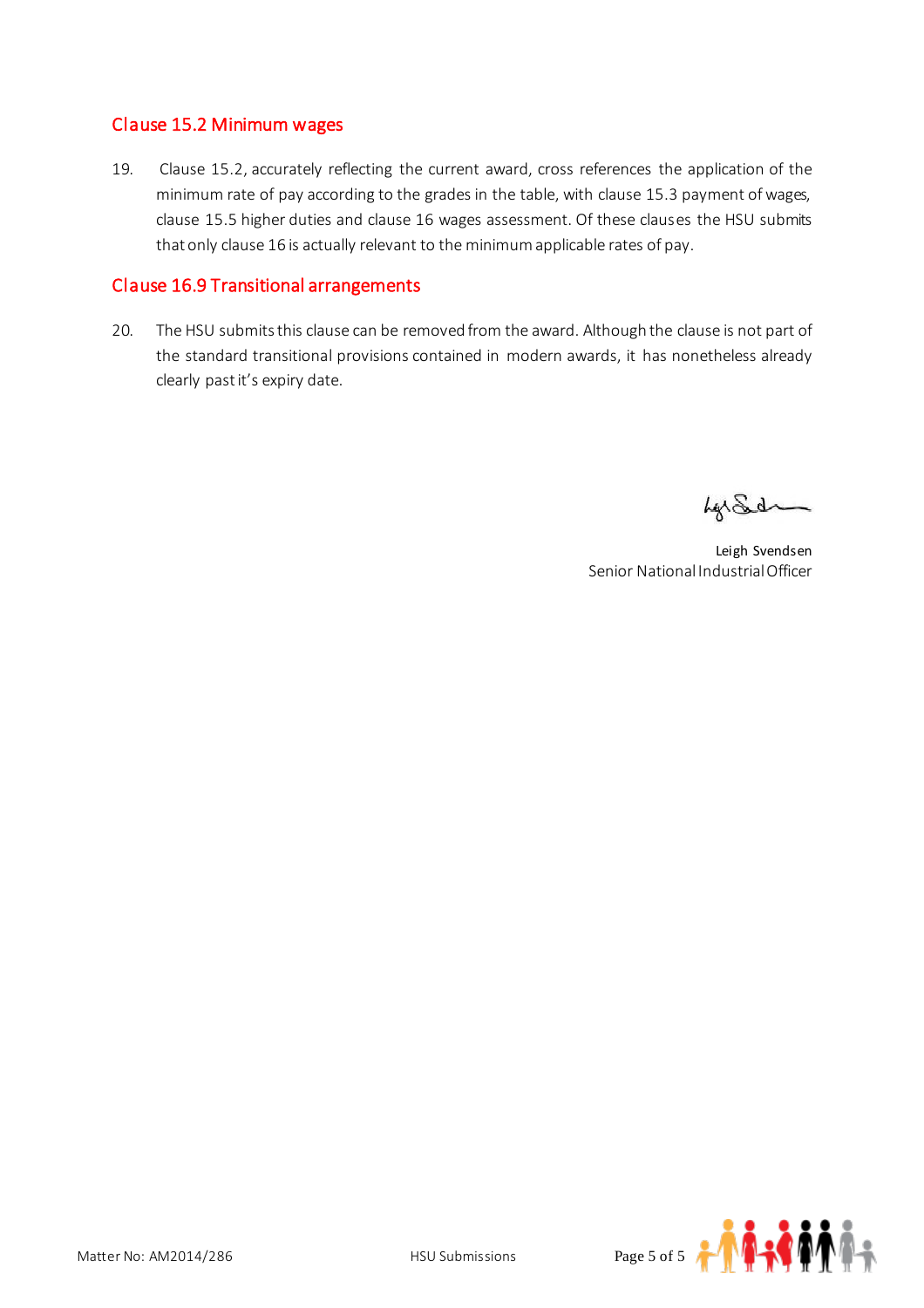## Clause 15.2 Minimum wages

19. Clause 15.2, accurately reflecting the current award, cross references the application of the minimum rate of pay according to the grades in the table, with clause 15.3 payment of wages, clause 15.5 higher duties and clause 16 wages assessment. Of these clauses the HSU submits that only clause 16 is actually relevant to the minimum applicable rates of pay.

## Clause 16.9 Transitional arrangements

20. The HSU submits this clause can be removed from the award. Although the clause is not part of the standard transitional provisions contained in modern awards, it has nonetheless already clearly past it's expiry date.

Leigh Svendsen
Senior National Industrial Officer